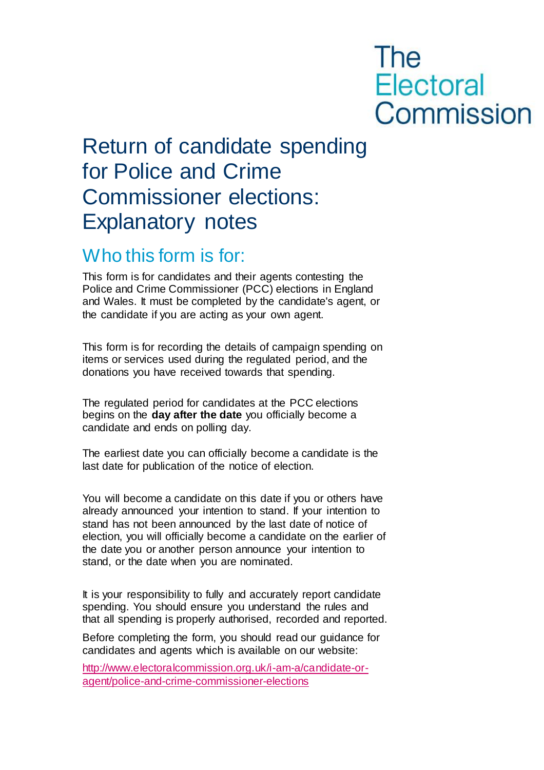The Electoral Commission

# Return of candidate spending for Police and Crime Commissioner elections: Explanatory notes

## Who this form is for:

This form is for candidates and their agents contesting the Police and Crime Commissioner (PCC) elections in England and Wales. It must be completed by the candidate's agent, or the candidate if you are acting as your own agent.

This form is for recording the details of campaign spending on items or services used during the regulated period, and the donations you have received towards that spending.

The regulated period for candidates at the PCC elections begins on the **day after the date** you officially become a candidate and ends on polling day.

The earliest date you can officially become a candidate is the last date for publication of the notice of election.

You will become a candidate on this date if you or others have already announced your intention to stand. If your intention to stand has not been announced by the last date of notice of election, you will officially become a candidate on the earlier of the date you or another person announce your intention to stand, or the date when you are nominated.

It is your responsibility to fully and accurately report candidate spending. You should ensure you understand the rules and that all spending is properly authorised, recorded and reported.

Before completing the form, you should read our guidance for candidates and agents which is available on our website:

http://www.electoralcommission.org.uk/i-am-a/candidate-or-agent/police-and-crime-commissioner-elections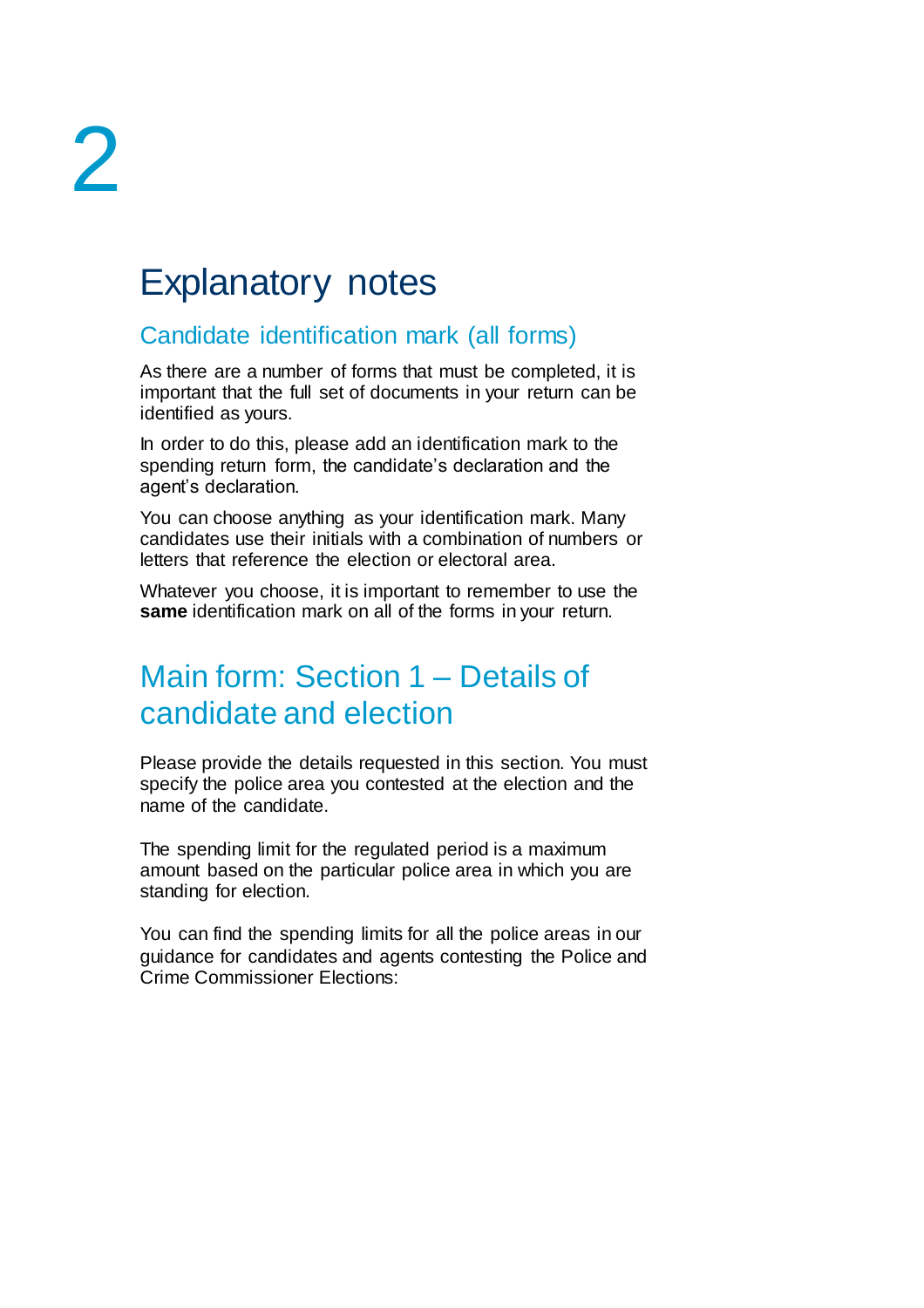# 2

# Explanatory notes

## Candidate identification mark (all forms)

As there are a number of forms that must be completed, it is important that the full set of documents in your return can be identified as yours.

In order to do this, please add an identification mark to the spending return form, the candidate's declaration and the agent's declaration.

You can choose anything as your identification mark. Many candidates use their initials with a combination of numbers or letters that reference the election or electoral area.

Whatever you choose, it is important to remember to use the **same** identification mark on all of the forms in your return.

## Main form: Section 1 – Details of candidate and election

Please provide the details requested in this section. You must specify the police area you contested at the election and the name of the candidate.

The spending limit for the regulated period is a maximum amount based on the particular police area in which you are standing for election.

You can find the spending limits for all the police areas in our guidance for candidates and agents contesting the Police and Crime Commissioner Elections: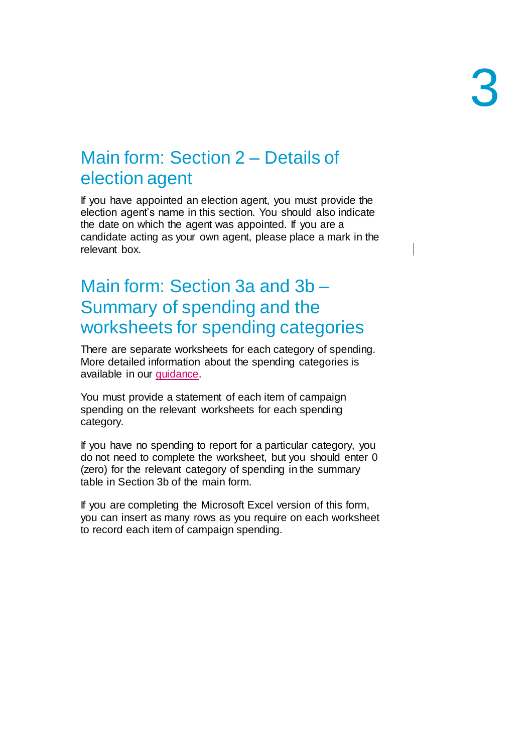## Main form: Section 2 – Details of election agent

If you have appointed an election agent, you must provide the election agent's name in this section. You should also indicate the date on which the agent was appointed. If you are a candidate acting as your own agent, please place a mark in the relevant box.

## Main form: Section 3a and 3b – Summary of spending and the worksheets for spending categories

There are separate worksheets for each category of spending. More detailed information about the spending categories is available in our guidance.

You must provide a statement of each item of campaign spending on the relevant worksheets for each spending category.

If you have no spending to report for a particular category, you do not need to complete the worksheet, but you should enter 0 (zero) for the relevant category of spending in the summary table in Section 3b of the main form.

If you are completing the Microsoft Excel version of this form, you can insert as many rows as you require on each worksheet to record each item of campaign spending.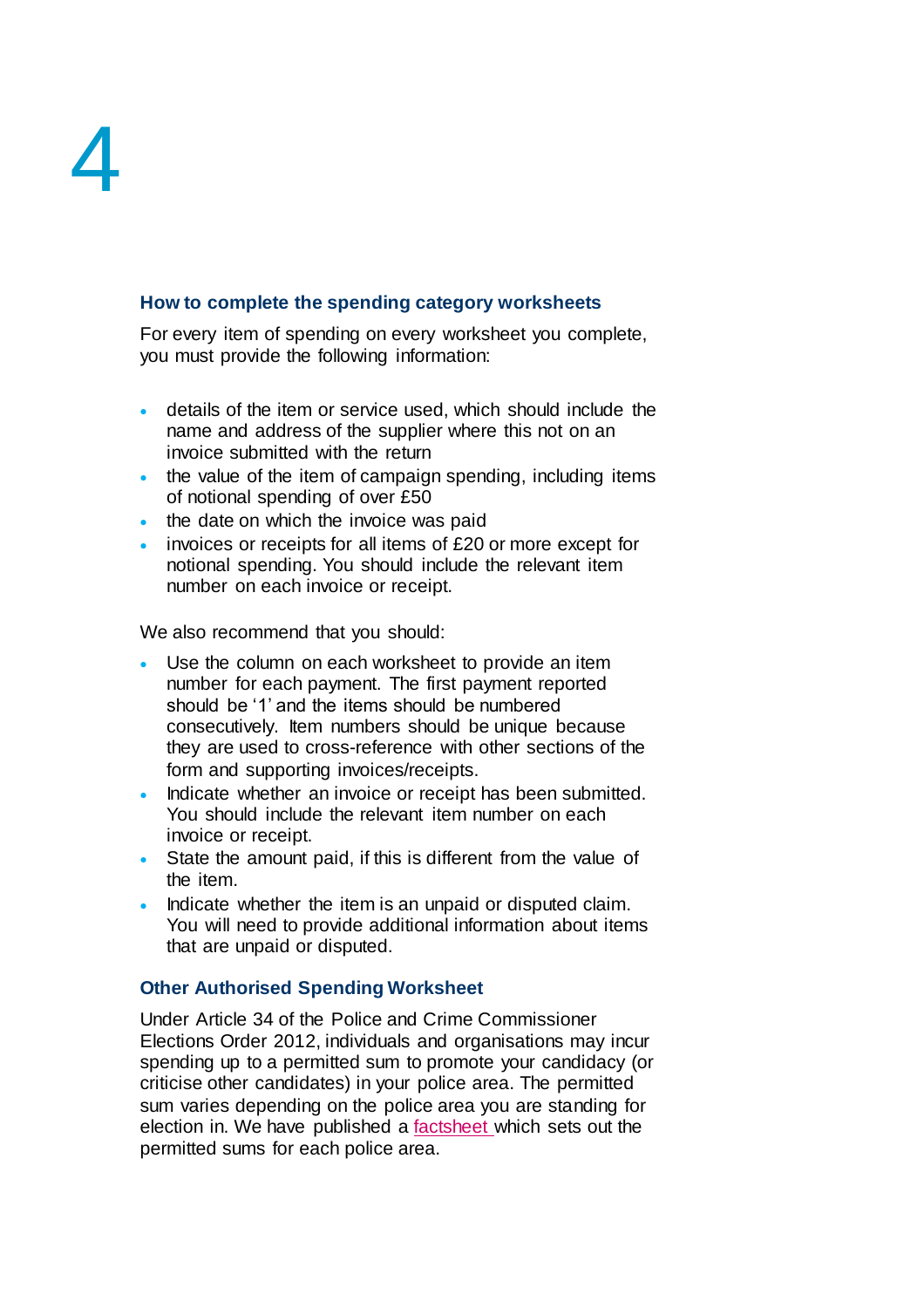## How to complete the spending category worksheets

For every item of spending on every worksheet you complete, you must provide the following information:

- details of the item or service used, which should include the name and address of the supplier where this not on an invoice submitted with the return
- the value of the item of campaign spending, including items of notional spending of over £50
- the date on which the invoice was paid
- invoices or receipts for all items of £20 or more except for notional spending. You should include the relevant item number on each invoice or receipt.

We also recommend that you should:

- Use the column on each worksheet to provide an item number for each payment. The first payment reported should be '1' and the items should be numbered consecutively. Item numbers should be unique because they are used to cross-reference with other sections of the form and supporting invoices/receipts.
- Indicate whether an invoice or receipt has been submitted. You should include the relevant item number on each invoice or receipt.
- State the amount paid, if this is different from the value of the item.
- Indicate whether the item is an unpaid or disputed claim. You will need to provide additional information about items that are unpaid or disputed.

## Other Authorised Spending Worksheet

Under Article 34 of the Police and Crime Commissioner Elections Order 2012, individuals and organisations may incur spending up to a permitted sum to promote your candidacy (or criticise other candidates) in your police area. The permitted sum varies depending on the police area you are standing for election in. We have published a factsheet which sets out the permitted sums for each police area.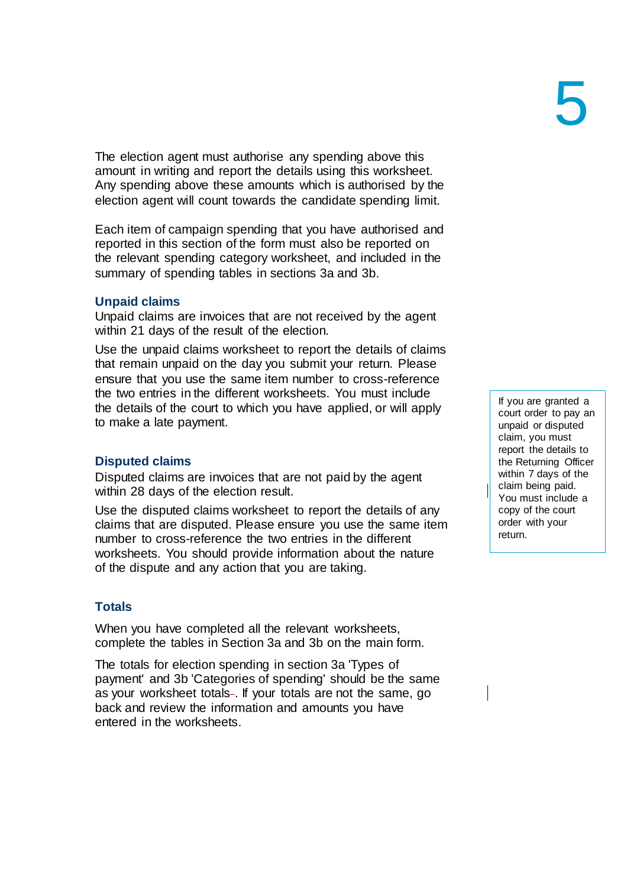The election agent must authorise any spending above this amount in writing and report the details using this worksheet. Any spending above these amounts which is authorised by the election agent will count towards the candidate spending limit.

Each item of campaign spending that you have authorised and reported in this section of the form must also be reported on the relevant spending category worksheet, and included in the summary of spending tables in sections 3a and 3b.

### Unpaid claims

Unpaid claims are invoices that are not received by the agent within 21 days of the result of the election.

Use the unpaid claims worksheet to report the details of claims that remain unpaid on the day you submit your return. Please ensure that you use the same item number to cross-reference the two entries in the different worksheets. You must include the details of the court to which you have applied, or will apply to make a late payment.

> If you are granted a court order to pay an unpaid or disputed claim, you must report the details to the Returning Officer within 7 days of the claim being paid. You must include a copy of the court order with your return.

### Disputed claims

Disputed claims are invoices that are not paid by the agent within 28 days of the election result.

Use the disputed claims worksheet to report the details of any claims that are disputed. Please ensure you use the same item number to cross-reference the two entries in the different worksheets. You should provide information about the nature of the dispute and any action that you are taking.

### Totals

When you have completed all the relevant worksheets, complete the tables in Section 3a and 3b on the main form.

The totals for election spending in section 3a 'Types of payment' and 3b 'Categories of spending' should be the same as your worksheet totals. If your totals are not the same, go back and review the information and amounts you have entered in the worksheets.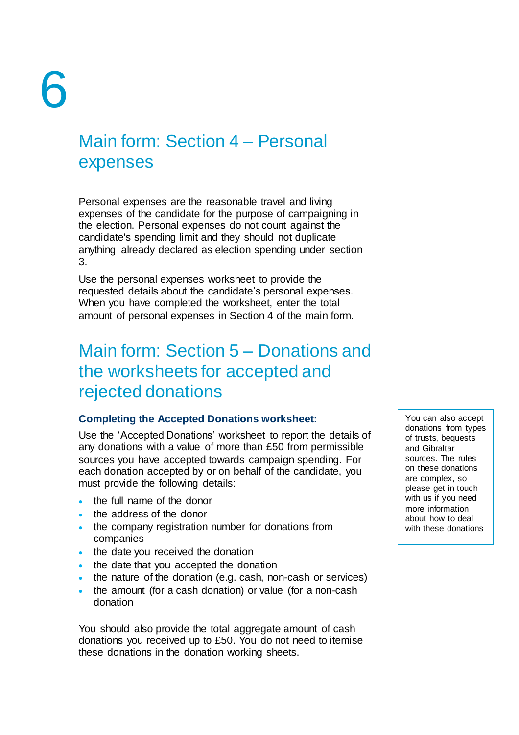## Main form: Section 4 – Personal expenses

Personal expenses are the reasonable travel and living expenses of the candidate for the purpose of campaigning in the election. Personal expenses do not count against the candidate's spending limit and they should not duplicate anything already declared as election spending under section 3.

Use the personal expenses worksheet to provide the requested details about the candidate's personal expenses. When you have completed the worksheet, enter the total amount of personal expenses in Section 4 of the main form.

## Main form: Section 5 – Donations and the worksheets for accepted and rejected donations

### Completing the Accepted Donations worksheet:

Use the 'Accepted Donations' worksheet to report the details of any donations with a value of more than £50 from permissible sources you have accepted towards campaign spending. For each donation accepted by or on behalf of the candidate, you must provide the following details:

- the full name of the donor
- the address of the donor
- the company registration number for donations from companies
- the date you received the donation
- the date that you accepted the donation
- the nature of the donation (e.g. cash, non-cash or services)
- the amount (for a cash donation) or value (for a non-cash donation

You should also provide the total aggregate amount of cash donations you received up to £50. You do not need to itemise these donations in the donation working sheets.

> You can also accept donations from types of trusts, bequests and Gibraltar sources. The rules on these donations are complex, so please get in touch with us if you need more information about how to deal with these donations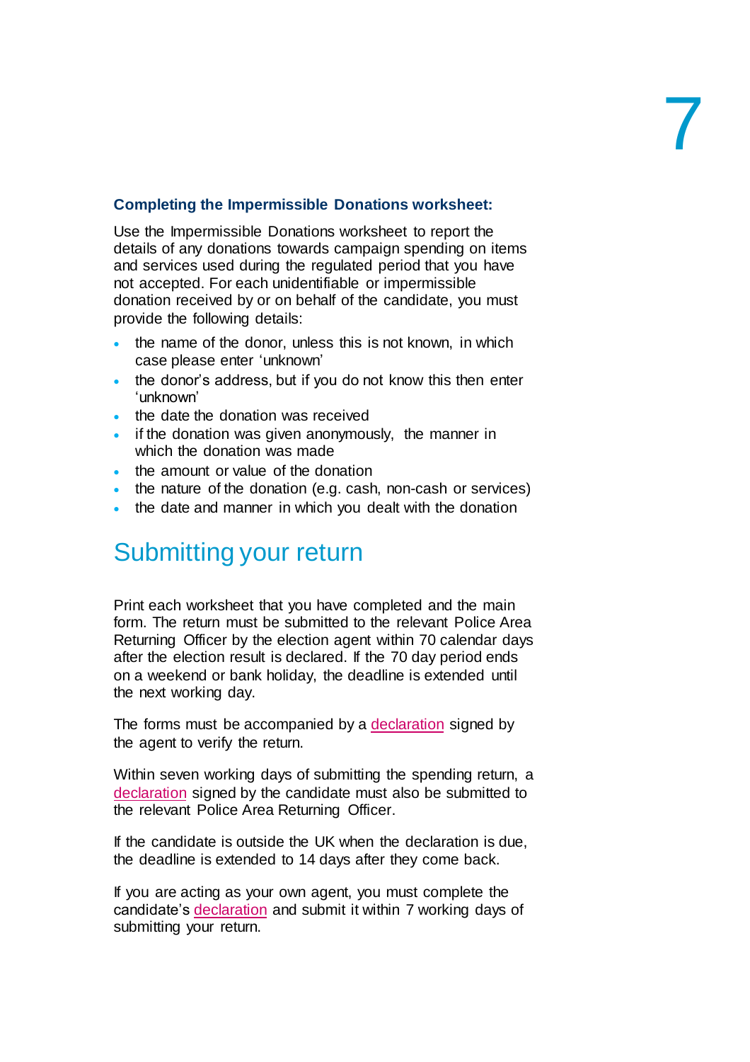### Completing the Impermissible Donations worksheet:

Use the Impermissible Donations worksheet to report the details of any donations towards campaign spending on items and services used during the regulated period that you have not accepted. For each unidentifiable or impermissible donation received by or on behalf of the candidate, you must provide the following details:

- the name of the donor, unless this is not known, in which case please enter 'unknown'
- the donor's address, but if you do not know this then enter 'unknown'
- the date the donation was received
- if the donation was given anonymously, the manner in which the donation was made
- the amount or value of the donation
- the nature of the donation (e.g. cash, non-cash or services)
- the date and manner in which you dealt with the donation

## Submitting your return

Print each worksheet that you have completed and the main form. The return must be submitted to the relevant Police Area Returning Officer by the election agent within 70 calendar days after the election result is declared. If the 70 day period ends on a weekend or bank holiday, the deadline is extended until the next working day.

The forms must be accompanied by a declaration signed by the agent to verify the return.

Within seven working days of submitting the spending return, a declaration signed by the candidate must also be submitted to the relevant Police Area Returning Officer.

If the candidate is outside the UK when the declaration is due, the deadline is extended to 14 days after they come back.

If you are acting as your own agent, you must complete the candidate's declaration and submit it within 7 working days of submitting your return.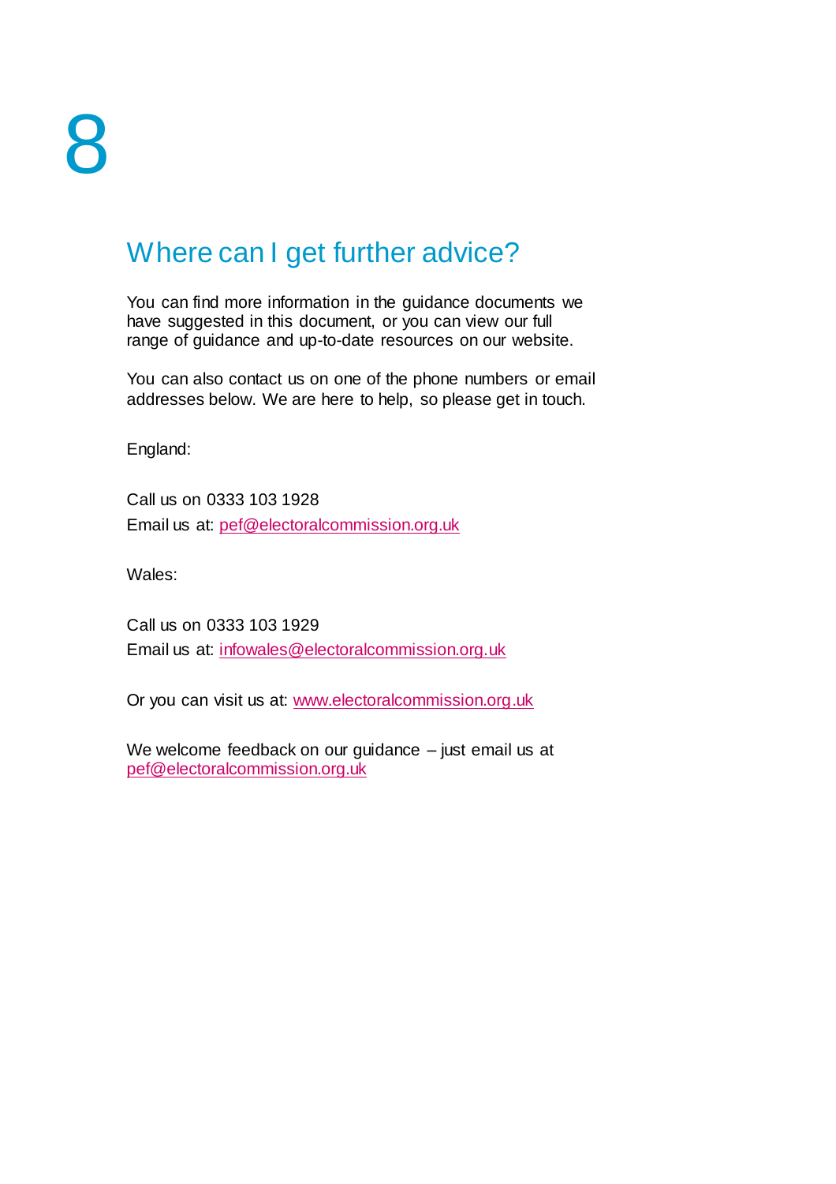# 8

## Where can I get further advice?

You can find more information in the guidance documents we have suggested in this document, or you can view our full range of guidance and up-to-date resources on our website.

You can also contact us on one of the phone numbers or email addresses below. We are here to help, so please get in touch.

England:

Call us on 0333 103 1928
Email us at: pef@electoralcommission.org.uk

Wales:

Call us on 0333 103 1929
Email us at: infowales@electoralcommission.org.uk

Or you can visit us at: www.electoralcommission.org.uk

We welcome feedback on our guidance – just email us at pef@electoralcommission.org.uk